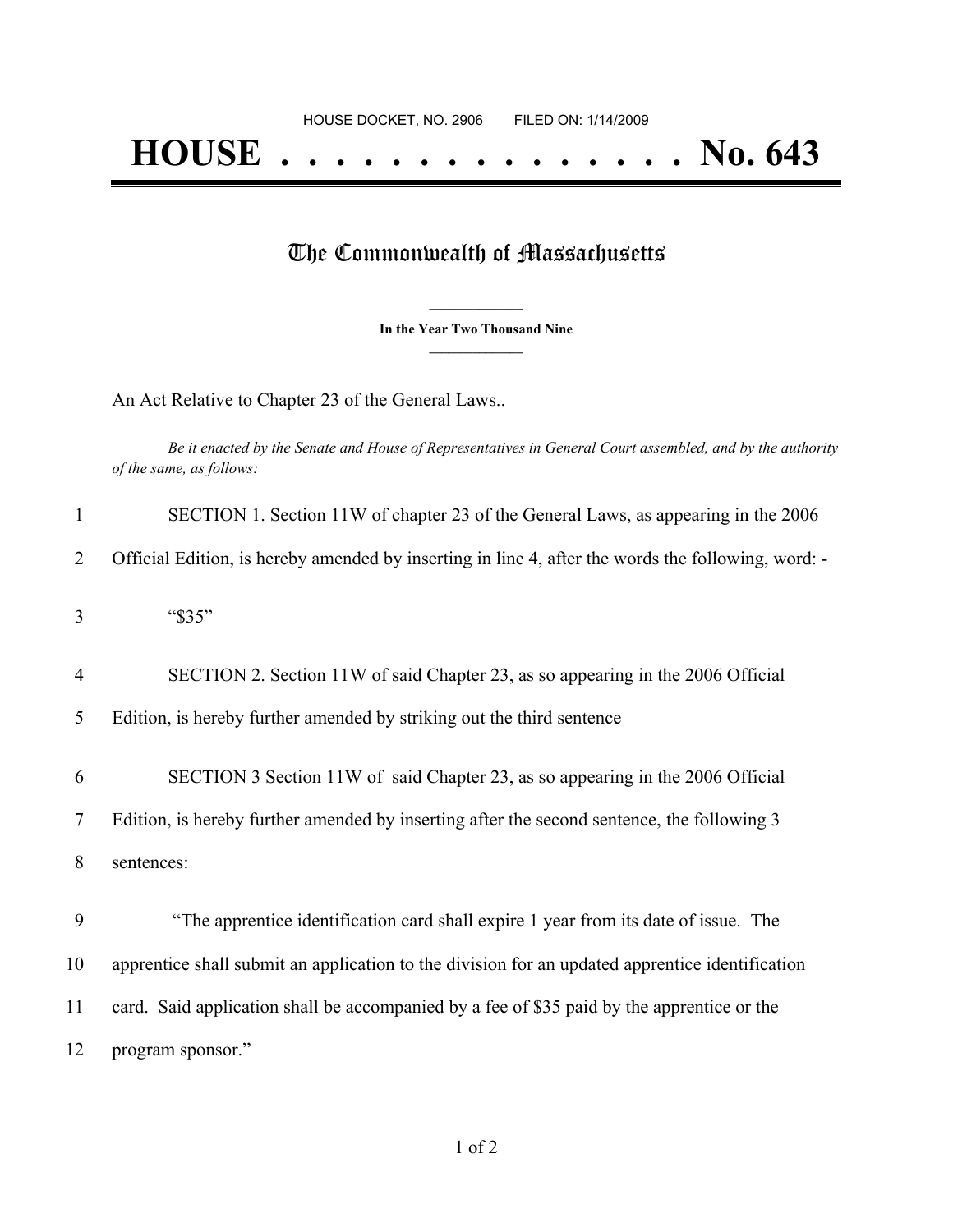HOUSE DOCKET, NO. 2906        FILED ON: 1/14/2009

# HOUSE . . . . . . . . . . . . . . . No. 643

## The Commonwealth of Massachusetts

**In the Year Two Thousand Nine**

An Act Relative to Chapter 23 of the General Laws..

*Be it enacted by the Senate and House of Representatives in General Court assembled, and by the authority of the same, as follows:*

1 SECTION 1. Section 11W of chapter 23 of the General Laws, as appearing in the 2006
2 Official Edition, is hereby amended by inserting in line 4, after the words the following, word: -

3 "$35"

4 SECTION 2. Section 11W of said Chapter 23, as so appearing in the 2006 Official
5 Edition, is hereby further amended by striking out the third sentence

6 SECTION 3 Section 11W of said Chapter 23, as so appearing in the 2006 Official
7 Edition, is hereby further amended by inserting after the second sentence, the following 3
8 sentences:

9 "The apprentice identification card shall expire 1 year from its date of issue. The
10 apprentice shall submit an application to the division for an updated apprentice identification
11 card. Said application shall be accompanied by a fee of $35 paid by the apprentice or the
12 program sponsor."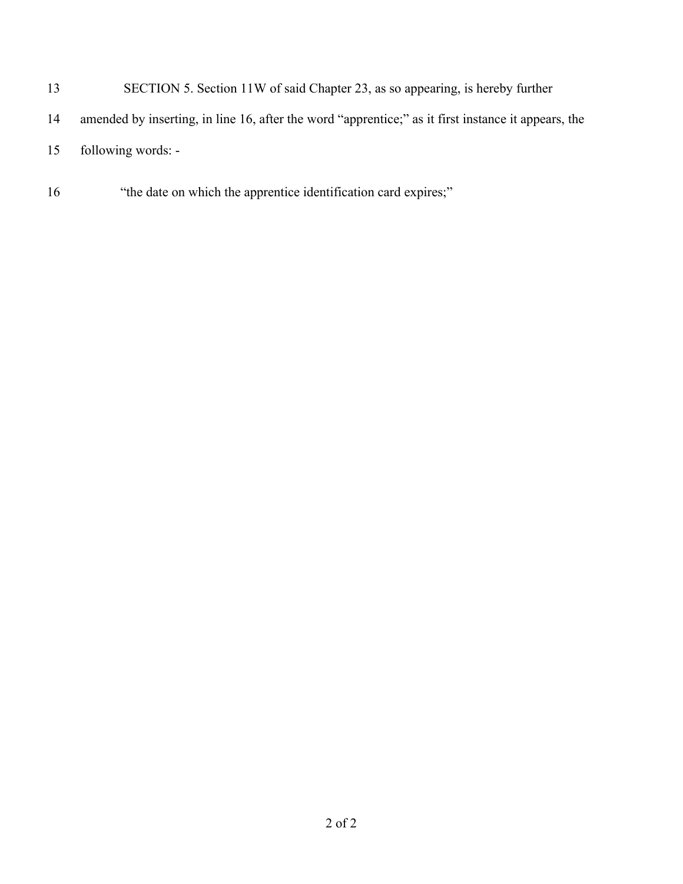SECTION 5. Section 11W of said Chapter 23, as so appearing, is hereby further amended by inserting, in line 16, after the word "apprentice;" as it first instance it appears, the following words: -

"the date on which the apprentice identification card expires;"